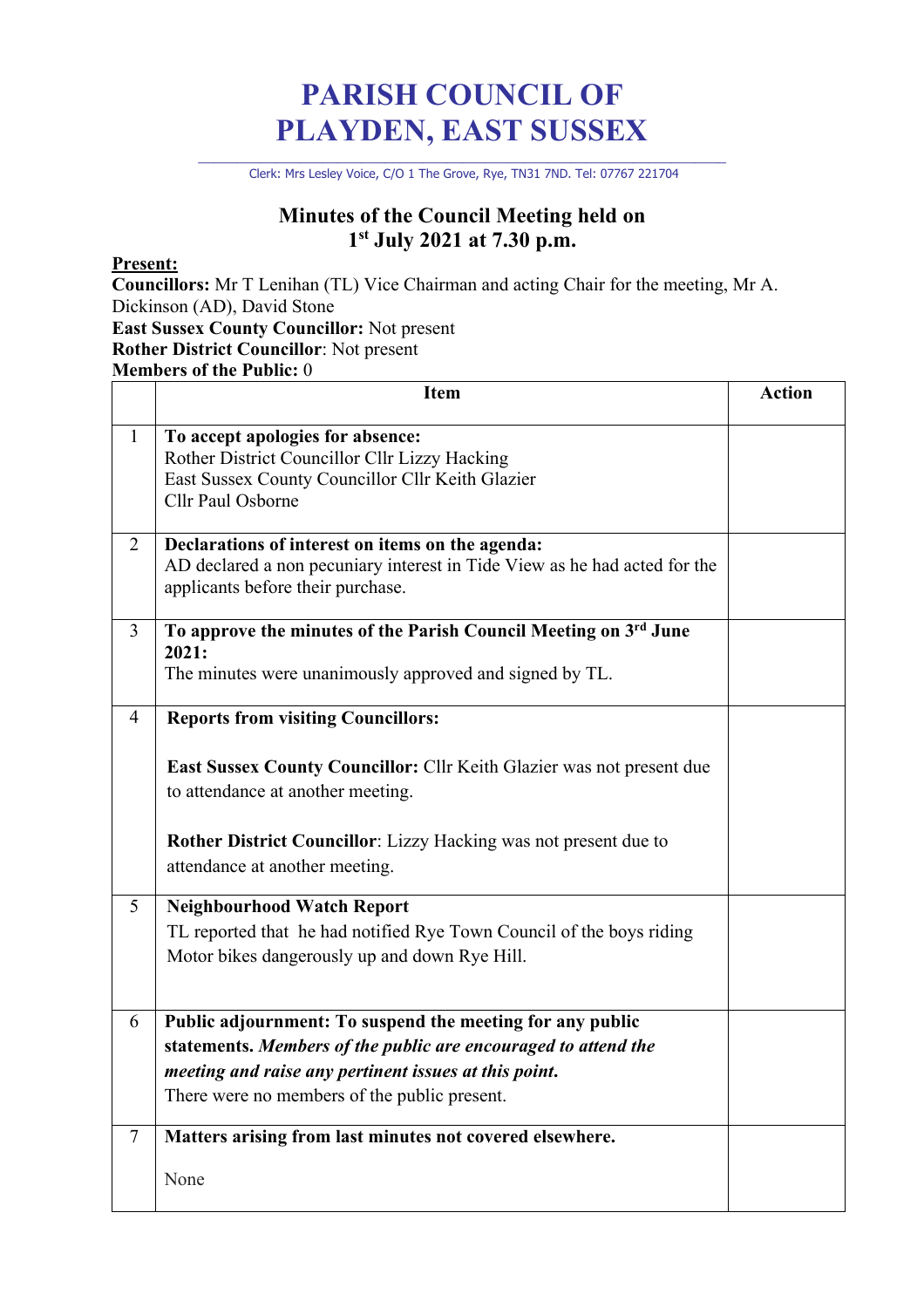# PARISH COUNCIL OF PLAYDEN, EAST SUSSEX

Clerk: Mrs Lesley Voice, C/O 1 The Grove, Rye, TN31 7ND. Tel: 07767 221704

## Minutes of the Council Meeting held on 1st July 2021 at 7.30 p.m.

**Present:**
**Councillors:** Mr T Lenihan (TL) Vice Chairman and acting Chair for the meeting, Mr A. Dickinson (AD), David Stone
**East Sussex County Councillor:** Not present
**Rother District Councillor**: Not present
**Members of the Public:** 0

| | Item | Action |
|---|---|---|
| 1 | **To accept apologies for absence:**<br>Rother District Councillor Cllr Lizzy Hacking<br>East Sussex County Councillor Cllr Keith Glazier<br>Cllr Paul Osborne | |
| 2 | **Declarations of interest on items on the agenda:**<br>AD declared a non pecuniary interest in Tide View as he had acted for the applicants before their purchase. | |
| 3 | **To approve the minutes of the Parish Council Meeting on 3rd June 2021:**<br>The minutes were unanimously approved and signed by TL. | |
| 4 | **Reports from visiting Councillors:**<br><br>**East Sussex County Councillor:** Cllr Keith Glazier was not present due to attendance at another meeting.<br><br>**Rother District Councillor**: Lizzy Hacking was not present due to attendance at another meeting. | |
| 5 | **Neighbourhood Watch Report**<br>TL reported that he had notified Rye Town Council of the boys riding Motor bikes dangerously up and down Rye Hill. | |
| 6 | **Public adjournment: To suspend the meeting for any public statements.** ***Members of the public are encouraged to attend the meeting and raise any pertinent issues at this point.***<br>There were no members of the public present. | |
| 7 | **Matters arising from last minutes not covered elsewhere.**<br><br>None | |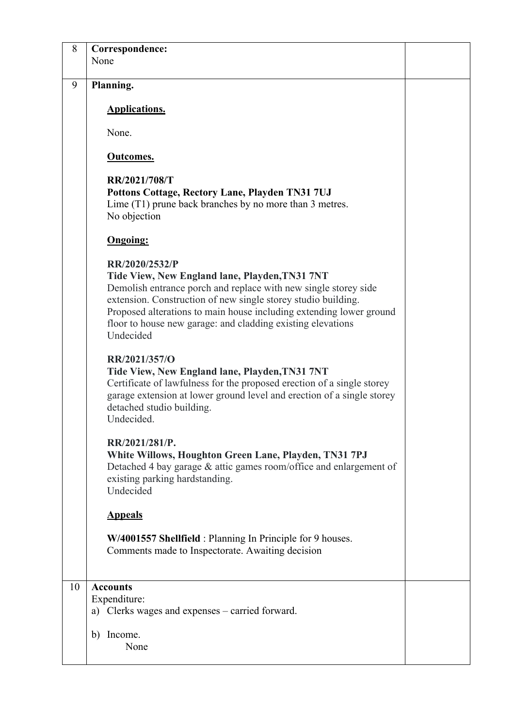| 8 | **Correspondence:**<br>None | |
|---|---|---|
| 9 | **Planning.**<br><br>**<u>Applications.</u>**<br><br>None.<br><br>**<u>Outcomes.</u>**<br><br>**RR/2021/708/T**<br>**Pottons Cottage, Rectory Lane, Playden TN31 7UJ**<br>Lime (T1) prune back branches by no more than 3 metres.<br>No objection<br><br>**<u>Ongoing:</u>**<br><br>**RR/2020/2532/P**<br>**Tide View, New England lane, Playden,TN31 7NT**<br>Demolish entrance porch and replace with new single storey side extension. Construction of new single storey studio building. Proposed alterations to main house including extending lower ground floor to house new garage: and cladding existing elevations<br>Undecided<br><br>**RR/2021/357/O**<br>**Tide View, New England lane, Playden,TN31 7NT**<br>Certificate of lawfulness for the proposed erection of a single storey garage extension at lower ground level and erection of a single storey detached studio building.<br>Undecided.<br><br>**RR/2021/281/P.**<br>**White Willows, Houghton Green Lane, Playden, TN31 7PJ**<br>Detached 4 bay garage & attic games room/office and enlargement of existing parking hardstanding.<br>Undecided<br><br>**<u>Appeals</u>**<br><br>**W/4001557 Shellfield** : Planning In Principle for 9 houses.<br>Comments made to Inspectorate. Awaiting decision | |
| 10 | **Accounts**<br>Expenditure:<br>a) Clerks wages and expenses – carried forward.<br><br>b) Income.<br>None | |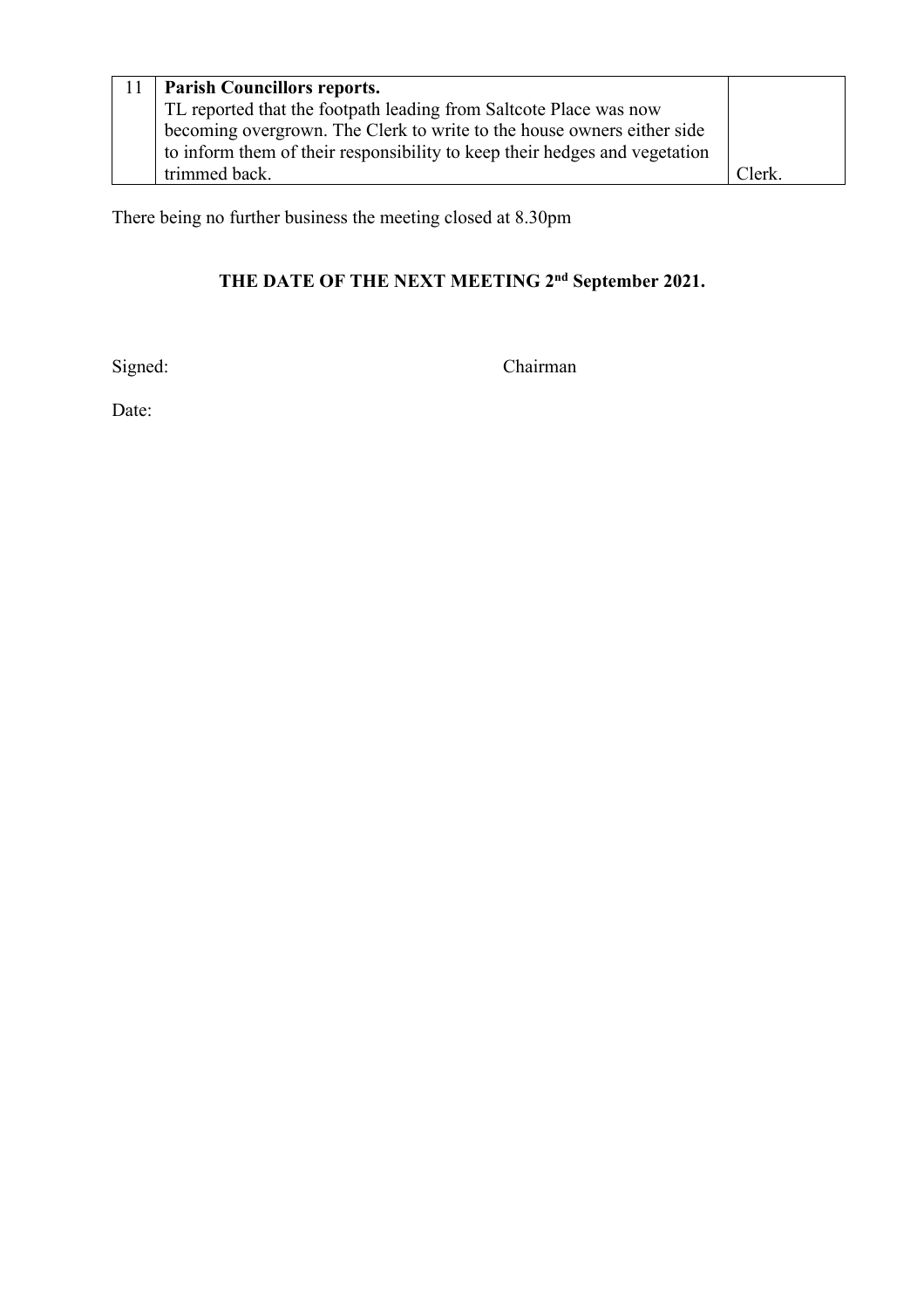| | | |
|---|---|---|
| 11 | **Parish Councillors reports.** TL reported that the footpath leading from Saltcote Place was now becoming overgrown. The Clerk to write to the house owners either side to inform them of their responsibility to keep their hedges and vegetation trimmed back. | Clerk. |

There being no further business the meeting closed at 8.30pm

**THE DATE OF THE NEXT MEETING 2nd September 2021.**

Signed: Chairman

Date: